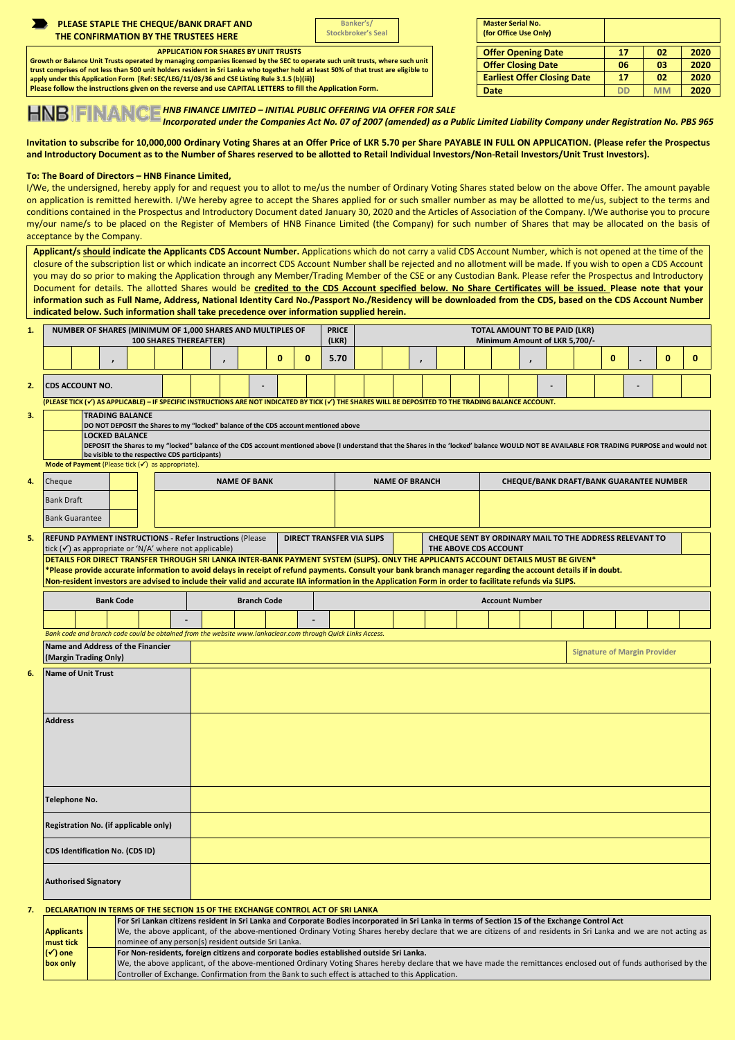**PLEASE STAPLE THE CHEQUE/BANK DRAFT AND THE CONFIRMATION BY THE TRUSTEES HERE**

Banker's/ Stockbroker's Seal

| Master Serial No. (for Office Use Only) | | | |
|---|---|---|---|
| **Offer Opening Date** | 17 | 02 | 2020 |
| **Offer Closing Date** | 06 | 03 | 2020 |
| **Earliest Offer Closing Date** | 17 | 02 | 2020 |
| **Date** | DD | MM | 2020 |

**APPLICATION FOR SHARES BY UNIT TRUSTS**

**Growth or Balance Unit Trusts operated by managing companies licensed by the SEC to operate such unit trusts, where such unit trust comprises of not less than 500 unit holders resident in Sri Lanka who together hold at least 50% of that trust are eligible to apply under this Application Form [Ref: SEC/LEG/11/03/36 and CSE Listing Rule 3.1.5 (b)(iii)]**

**Please follow the instructions given on the reverse and use CAPITAL LETTERS to fill the Application Form.**

HNB FINANCE

***HNB FINANCE LIMITED – INITIAL PUBLIC OFFERING VIA OFFER FOR SALE***

***Incorporated under the Companies Act No. 07 of 2007 (amended) as a Public Limited Liability Company under Registration No. PBS 965***

**Invitation to subscribe for 10,000,000 Ordinary Voting Shares at an Offer Price of LKR 5.70 per Share PAYABLE IN FULL ON APPLICATION. (Please refer the Prospectus and Introductory Document as to the Number of Shares reserved to be allotted to Retail Individual Investors/Non-Retail Investors/Unit Trust Investors).**

**To: The Board of Directors – HNB Finance Limited,**

I/We, the undersigned, hereby apply for and request you to allot to me/us the number of Ordinary Voting Shares stated below on the above Offer. The amount payable on application is remitted herewith. I/We hereby agree to accept the Shares applied for or such smaller number as may be allotted to me/us, subject to the terms and conditions contained in the Prospectus and Introductory Document dated January 30, 2020 and the Articles of Association of the Company. I/We authorise you to procure my/our name/s to be placed on the Register of Members of HNB Finance Limited (the Company) for such number of Shares that may be allocated on the basis of acceptance by the Company.

**Applicant/s should indicate the Applicants CDS Account Number.** Applications which do not carry a valid CDS Account Number, which is not opened at the time of the closure of the subscription list or which indicate an incorrect CDS Account Number shall be rejected and no allotment will be made. If you wish to open a CDS Account you may do so prior to making the Application through any Member/Trading Member of the CSE or any Custodian Bank. Please refer the Prospectus and Introductory Document for details. The allotted Shares would be **credited to the CDS Account specified below. No Share Certificates will be issued. Please note that your information such as Full Name, Address, National Identity Card No./Passport No./Residency will be downloaded from the CDS, based on the CDS Account Number indicated below. Such information shall take precedence over information supplied herein.**

**1.**

| NUMBER OF SHARES (MINIMUM OF 1,000 SHARES AND MULTIPLES OF 100 SHARES THEREAFTER) | PRICE (LKR) | TOTAL AMOUNT TO BE PAID (LKR) Minimum Amount of LKR 5,700/- |
|---|---|---|
| _ _ , _ _ _ , _ 0 0 | 5.70 | _ _ , _ _ _ , _ _ 0 . 0 0 |

**2.** **CDS ACCOUNT NO.** _ _ _ - _ _ _ - _ _ _ _ _ _ _ - _ _ - _

**(PLEASE TICK (✓) AS APPLICABLE) – IF SPECIFIC INSTRUCTIONS ARE NOT INDICATED BY TICK (✓) THE SHARES WILL BE DEPOSITED TO THE TRADING BALANCE ACCOUNT.**

**3.**

| | |
|---|---|
| ☐ | **TRADING BALANCE** DO NOT DEPOSIT the Shares to my "locked" balance of the CDS account mentioned above |
| ☐ | **LOCKED BALANCE** DEPOSIT the Shares to my "locked" balance of the CDS account mentioned above (I understand that the Shares in the 'locked' balance WOULD NOT BE AVAILABLE FOR TRADING PURPOSE and would not be visible to the respective CDS participants) |

**Mode of Payment** (Please tick (✓) as appropriate).

**4.**

| | | NAME OF BANK | NAME OF BRANCH | CHEQUE/BANK DRAFT/BANK GUARANTEE NUMBER |
|---|---|---|---|---|
| Cheque | ☐ | | | |
| Bank Draft | ☐ | | | |
| Bank Guarantee | ☐ | | | |

**5.**

| **REFUND PAYMENT INSTRUCTIONS - Refer Instructions** (Please tick (✓) as appropriate or 'N/A' where not applicable) | **DIRECT TRANSFER VIA SLIPS** | ☐ | **CHEQUE SENT BY ORDINARY MAIL TO THE ADDRESS RELEVANT TO THE ABOVE CDS ACCOUNT** | ☐ |
|---|---|---|---|---|

**DETAILS FOR DIRECT TRANSFER THROUGH SRI LANKA INTER-BANK PAYMENT SYSTEM (SLIPS). ONLY THE APPLICANTS ACCOUNT DETAILS MUST BE GIVEN\***

**\*Please provide accurate information to avoid delays in receipt of refund payments. Consult your bank branch manager regarding the account details if in doubt.**

**Non-resident investors are advised to include their valid and accurate IIA information in the Application Form in order to facilitate refunds via SLIPS.**

| Bank Code | Branch Code | Account Number |
|---|---|---|
| _ _ _ _ - | _ _ _ - | _ _ _ _ _ _ _ _ _ _ _ _ |

*Bank code and branch code could be obtained from the website www.lankaclear.com through Quick Links Access.*

| **Name and Address of the Financier (Margin Trading Only)** | | **Signature of Margin Provider** |
|---|---|---|

**6.**

| | |
|---|---|
| **Name of Unit Trust** | |
| **Address** | |
| **Telephone No.** | |
| **Registration No. (if applicable only)** | |
| **CDS Identification No. (CDS ID)** | |
| **Authorised Signatory** | |

**7. DECLARATION IN TERMS OF THE SECTION 15 OF THE EXCHANGE CONTROL ACT OF SRI LANKA**

| | | |
|---|---|---|
| **Applicants must tick (✓) one box only** | ☐ | **For Sri Lankan citizens resident in Sri Lanka and Corporate Bodies incorporated in Sri Lanka in terms of Section 15 of the Exchange Control Act** We, the above applicant, of the above-mentioned Ordinary Voting Shares hereby declare that we are citizens of and residents in Sri Lanka and we are not acting as nominee of any person(s) resident outside Sri Lanka. |
| | ☐ | **For Non-residents, foreign citizens and corporate bodies established outside Sri Lanka.** We, the above applicant, of the above-mentioned Ordinary Voting Shares hereby declare that we have made the remittances enclosed out of funds authorised by the Controller of Exchange. Confirmation from the Bank to such effect is attached to this Application. |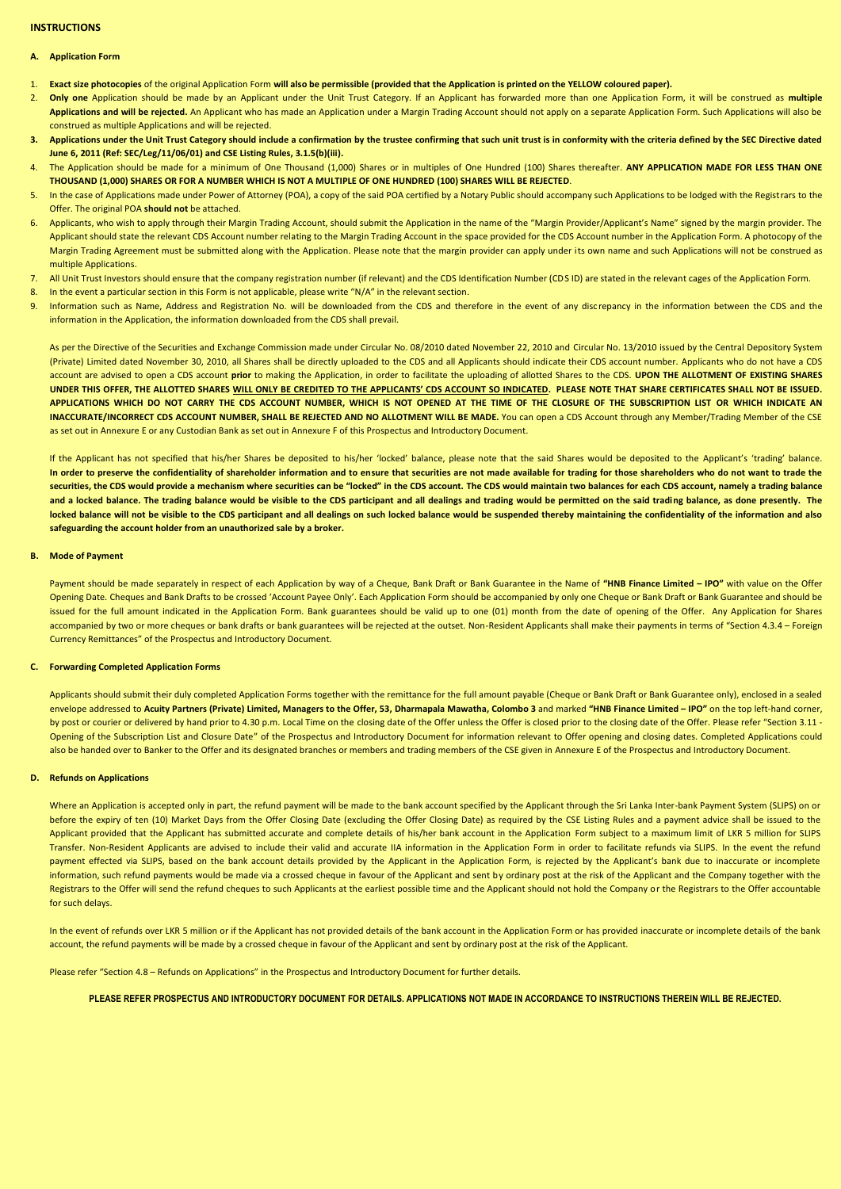## INSTRUCTIONS

### A. Application Form

1. **Exact size photocopies** of the original Application Form **will also be permissible (provided that the Application is printed on the YELLOW coloured paper).**
2. **Only one** Application should be made by an Applicant under the Unit Trust Category. If an Applicant has forwarded more than one Application Form, it will be construed as **multiple Applications and will be rejected.** An Applicant who has made an Application under a Margin Trading Account should not apply on a separate Application Form. Such Applications will also be construed as multiple Applications and will be rejected.
3. **Applications under the Unit Trust Category should include a confirmation by the trustee confirming that such unit trust is in conformity with the criteria defined by the SEC Directive dated June 6, 2011 (Ref: SEC/Leg/11/06/01) and CSE Listing Rules, 3.1.5(b)(iii).**
4. The Application should be made for a minimum of One Thousand (1,000) Shares or in multiples of One Hundred (100) Shares thereafter. **ANY APPLICATION MADE FOR LESS THAN ONE THOUSAND (1,000) SHARES OR FOR A NUMBER WHICH IS NOT A MULTIPLE OF ONE HUNDRED (100) SHARES WILL BE REJECTED**.
5. In the case of Applications made under Power of Attorney (POA), a copy of the said POA certified by a Notary Public should accompany such Applications to be lodged with the Registrars to the Offer. The original POA **should not** be attached.
6. Applicants, who wish to apply through their Margin Trading Account, should submit the Application in the name of the "Margin Provider/Applicant's Name" signed by the margin provider. The Applicant should state the relevant CDS Account number relating to the Margin Trading Account in the space provided for the CDS Account number in the Application Form. A photocopy of the Margin Trading Agreement must be submitted along with the Application. Please note that the margin provider can apply under its own name and such Applications will not be construed as multiple Applications.
7. All Unit Trust Investors should ensure that the company registration number (if relevant) and the CDS Identification Number (CDS ID) are stated in the relevant cages of the Application Form.
8. In the event a particular section in this Form is not applicable, please write "N/A" in the relevant section.
9. Information such as Name, Address and Registration No. will be downloaded from the CDS and therefore in the event of any discrepancy in the information between the CDS and the information in the Application, the information downloaded from the CDS shall prevail.

As per the Directive of the Securities and Exchange Commission made under Circular No. 08/2010 dated November 22, 2010 and Circular No. 13/2010 issued by the Central Depository System (Private) Limited dated November 30, 2010, all Shares shall be directly uploaded to the CDS and all Applicants should indicate their CDS account number. Applicants who do not have a CDS account are advised to open a CDS account **prior** to making the Application, in order to facilitate the uploading of allotted Shares to the CDS. **UPON THE ALLOTMENT OF EXISTING SHARES UNDER THIS OFFER, THE ALLOTTED SHARES WILL ONLY BE CREDITED TO THE APPLICANTS' CDS ACCOUNT SO INDICATED. PLEASE NOTE THAT SHARE CERTIFICATES SHALL NOT BE ISSUED. APPLICATIONS WHICH DO NOT CARRY THE CDS ACCOUNT NUMBER, WHICH IS NOT OPENED AT THE TIME OF THE CLOSURE OF THE SUBSCRIPTION LIST OR WHICH INDICATE AN INACCURATE/INCORRECT CDS ACCOUNT NUMBER, SHALL BE REJECTED AND NO ALLOTMENT WILL BE MADE.** You can open a CDS Account through any Member/Trading Member of the CSE as set out in Annexure E or any Custodian Bank as set out in Annexure F of this Prospectus and Introductory Document.

If the Applicant has not specified that his/her Shares be deposited to his/her 'locked' balance, please note that the said Shares would be deposited to the Applicant's 'trading' balance. **In order to preserve the confidentiality of shareholder information and to ensure that securities are not made available for trading for those shareholders who do not want to trade the securities, the CDS would provide a mechanism where securities can be "locked" in the CDS account. The CDS would maintain two balances for each CDS account, namely a trading balance and a locked balance. The trading balance would be visible to the CDS participant and all dealings and trading would be permitted on the said trading balance, as done presently. The locked balance will not be visible to the CDS participant and all dealings on such locked balance would be suspended thereby maintaining the confidentiality of the information and also safeguarding the account holder from an unauthorized sale by a broker.**

### B. Mode of Payment

Payment should be made separately in respect of each Application by way of a Cheque, Bank Draft or Bank Guarantee in the Name of **"HNB Finance Limited – IPO"** with value on the Offer Opening Date. Cheques and Bank Drafts to be crossed 'Account Payee Only'. Each Application Form should be accompanied by only one Cheque or Bank Draft or Bank Guarantee and should be issued for the full amount indicated in the Application Form. Bank guarantees should be valid up to one (01) month from the date of opening of the Offer. Any Application for Shares accompanied by two or more cheques or bank drafts or bank guarantees will be rejected at the outset. Non-Resident Applicants shall make their payments in terms of "Section 4.3.4 – Foreign Currency Remittances" of the Prospectus and Introductory Document.

### C. Forwarding Completed Application Forms

Applicants should submit their duly completed Application Forms together with the remittance for the full amount payable (Cheque or Bank Draft or Bank Guarantee only), enclosed in a sealed envelope addressed to **Acuity Partners (Private) Limited, Managers to the Offer, 53, Dharmapala Mawatha, Colombo 3** and marked **"HNB Finance Limited – IPO"** on the top left-hand corner, by post or courier or delivered by hand prior to 4.30 p.m. Local Time on the closing date of the Offer unless the Offer is closed prior to the closing date of the Offer. Please refer "Section 3.11 - Opening of the Subscription List and Closure Date" of the Prospectus and Introductory Document for information relevant to Offer opening and closing dates. Completed Applications could also be handed over to Banker to the Offer and its designated branches or members and trading members of the CSE given in Annexure E of the Prospectus and Introductory Document.

### D. Refunds on Applications

Where an Application is accepted only in part, the refund payment will be made to the bank account specified by the Applicant through the Sri Lanka Inter-bank Payment System (SLIPS) on or before the expiry of ten (10) Market Days from the Offer Closing Date (excluding the Offer Closing Date) as required by the CSE Listing Rules and a payment advice shall be issued to the Applicant provided that the Applicant has submitted accurate and complete details of his/her bank account in the Application Form subject to a maximum limit of LKR 5 million for SLIPS Transfer. Non-Resident Applicants are advised to include their valid and accurate IIA information in the Application Form in order to facilitate refunds via SLIPS. In the event the refund payment effected via SLIPS, based on the bank account details provided by the Applicant in the Application Form, is rejected by the Applicant's bank due to inaccurate or incomplete information, such refund payments would be made via a crossed cheque in favour of the Applicant and sent by ordinary post at the risk of the Applicant and the Company together with the Registrars to the Offer will send the refund cheques to such Applicants at the earliest possible time and the Applicant should not hold the Company or the Registrars to the Offer accountable for such delays.

In the event of refunds over LKR 5 million or if the Applicant has not provided details of the bank account in the Application Form or has provided inaccurate or incomplete details of the bank account, the refund payments will be made by a crossed cheque in favour of the Applicant and sent by ordinary post at the risk of the Applicant.

Please refer "Section 4.8 – Refunds on Applications" in the Prospectus and Introductory Document for further details.

**PLEASE REFER PROSPECTUS AND INTRODUCTORY DOCUMENT FOR DETAILS. APPLICATIONS NOT MADE IN ACCORDANCE TO INSTRUCTIONS THEREIN WILL BE REJECTED.**